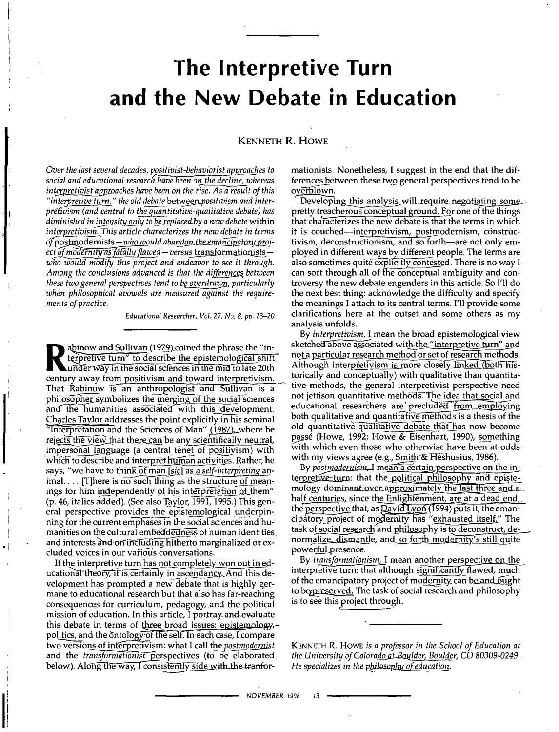# The Interpretive Turn and the New Debate in Education

KENNETH R. HOWE

*Over the last several decades, positivist-behaviorist approaches to social and educational research have been on the decline, whereas interpretivist approaches have been on the rise. As a result of this "interpretive turn," the old debate between positivism and interpretivism (and central to the quantitative-qualitative debate) has diminished in intensity only to be replaced by a new debate within interpretivism. This article characterizes the new debate in terms of postmodernists—who would abandon the emancipatory project of modernity as fatally flawed—versus transformationists—who would modify this project and endeavor to see it through. Among the conclusions advanced is that the differences between these two general perspectives tend to be overdrawn, particularly when philosophical avowals are measured against the requirements of practice.*

*Educational Researcher, Vol. 27, No. 8, pp. 13–20*

Rabinow and Sullivan (1979) coined the phrase the "interpretive turn" to describe the epistemological shift under way in the social sciences in the mid to late 20th century away from positivism and toward interpretivism. That Rabinow is an anthropologist and Sullivan is a philosopher symbolizes the merging of the social sciences and the humanities associated with this development. Charles Taylor addresses the point explicitly in his seminal "Interpretation and the Sciences of Man" (1987), where he rejects the view that there can be any scientifically neutral, impersonal language (a central tenet of positivism) with which to describe and interpret human activities. Rather, he says, "we have to think of man [*sic*] as *a self-interpreting* animal. . . . [T]here is no such thing as the structure of meanings for him independently of his interpretation of them" (p. 46, italics added). (See also Taylor, 1991, 1995.) This general perspective provides the epistemological underpinning for the current emphases in the social sciences and humanities on the cultural embeddedness of human identities and interests and on including hitherto marginalized or excluded voices in our various conversations.

If the interpretive turn has not completely won out in educational theory, it is certainly in ascendancy. And this development has prompted a new debate that is highly germane to educational research but that also has far-reaching consequences for curriculum, pedagogy, and the political mission of education. In this article, I portray and evaluate this debate in terms of three broad issues: epistemology, politics, and the ontology of the self. In each case, I compare two versions of interpretivism: what I call the *postmodernist* and the *transformationist* perspectives (to be elaborated below). Along the way, I consistently side with the tranformationists. Nonetheless, I suggest in the end that the differences between these two general perspectives tend to be overblown.

Developing this analysis will require negotiating some pretty treacherous conceptual ground. For one of the things that characterizes the new debate is that the terms in which it is couched—interpretivism, postmodernism, constructivism, deconstructionism, and so forth—are not only employed in different ways by different people. The terms are also sometimes quite explicitly contested. There is no way I can sort through all of the conceptual ambiguity and controversy the new debate engenders in this article. So I'll do the next best thing: acknowledge the difficulty and specify the meanings I attach to its central terms. I'll provide some clarifications here at the outset and some others as my analysis unfolds.

By *interpretivism*, I mean the broad epistemological view sketched above associated with the "interpretive turn" and not a particular research method or set of research methods. Although interpretivism is more closely linked (both historically and conceptually) with qualitative than quantitative methods, the general interpretivist perspective need not jettison quantitative methods. The idea that social and educational researchers are precluded from employing both qualitative and quantitative methods is a thesis of the old quantitative-qualitative debate that has now become passé (Howe, 1992; Howe & Eisenhart, 1990), something with which even those who otherwise have been at odds with my views agree (e.g., Smith & Heshusius, 1986).

By *postmodernism*, I mean a certain perspective on the interpretive turn: that the political philosophy and epistemology dominant over approximately the last three and a half centuries, since the Enlightenment, are at a dead end, the perspective that, as David Lyon (1994) puts it, the emancipatory project of modernity has "exhausted itself." The task of social research and philosophy is to deconstruct, denormalize, dismantle, and so forth modernity's still quite powerful presence.

By *transformationism*, I mean another perspective on the interpretive turn: that although significantly flawed, much of the emancipatory project of modernity can be and ought to be preserved. The task of social research and philosophy is to see this project through.

KENNETH R. HOWE *is a professor in the School of Education at the University of Colorado at Boulder, Boulder, CO 80309-0249. He specializes in the philosophy of education.*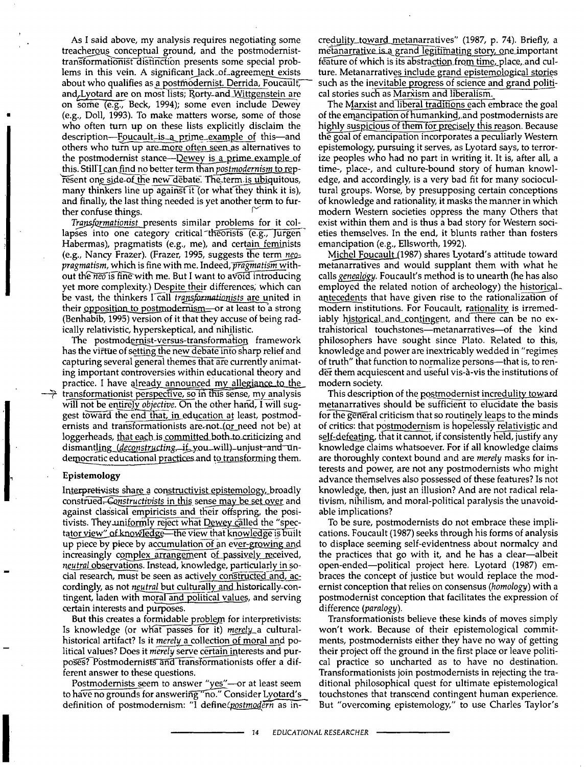As I said above, my analysis requires negotiating some treacherous conceptual ground, and the postmodernist-transformationist distinction presents some special problems in this vein. A significant lack of agreement exists about who qualifies as a postmodernist. Derrida, Foucault, and Lyotard are on most lists; Rorty and Wittgenstein are on some (e.g., Beck, 1994); some even include Dewey (e.g., Doll, 1993). To make matters worse, some of those who often turn up on these lists explicitly disclaim the description—Foucault is a prime example of this—and others who turn up are more often seen as alternatives to the postmodernist stance—Dewey is a prime example of this. Still I can find no better term than *postmodernism* to represent one side of the new debate. The term is ubiquitous, many thinkers line up against it (or what they think it is), and finally, the last thing needed is yet another term to further confuse things.

*Transformationist* presents similar problems for it collapses into one category critical theorists (e.g., Jurgen Habermas), pragmatists (e.g., me), and certain feminists (e.g., Nancy Frazer). (Frazer, 1995, suggests the term *neo-pragmatism*, which is fine with me. Indeed, *pragmatism* without the *neo* is fine with me. But I want to avoid introducing yet more complexity.) Despite their differences, which can be vast, the thinkers I call *transformationists* are united in their opposition to postmodernism—or at least to a strong (Benhabib, 1995) version of it that they accuse of being radically relativistic, hyperskeptical, and nihilistic.

The postmodernist-versus-transformation framework has the virtue of setting the new debate into sharp relief and capturing several general themes that are currently animating important controversies within educational theory and practice. I have already announced my allegiance to the transformationist perspective, so in this sense, my analysis will not be entirely *objective*. On the other hand, I will suggest toward the end that, in education at least, postmodernists and transformationists are not (or need not be) at loggerheads, that each is committed both to criticizing and dismantling (*deconstructing*, if you will) unjust and undemocratic educational practices and to transforming them.

### Epistemology

Interpretivists share a constructivist epistemology, broadly construed. *Constructivists* in this sense may be set over and against classical empiricists and their offspring, the positivists. They uniformly reject what Dewey called the "spectator view" of knowledge—the view that knowledge is built up piece by piece by accumulation of an ever-growing and increasingly complex arrangement of passively received, *neutral* observations. Instead, knowledge, particularly in social research, must be seen as actively constructed and, accordingly, as not *neutral* but culturally and historically-contingent, laden with moral and political values, and serving certain interests and purposes.

But this creates a formidable problem for interpretivists: Is knowledge (or what passes for it) *merely* a cultural-historical artifact? Is it *merely* a collection of moral and political values? Does it *merely* serve certain interests and purposes? Postmodernists and transformationists offer a different answer to these questions.

Postmodernists seem to answer "yes"—or at least seem to have no grounds for answering "no." Consider Lyotard's definition of postmodernism: "I define *postmodern* as incredulity toward metanarratives" (1987, p. 74). Briefly, a metanarrative is a grand legitimating story, one important feature of which is its abstraction from time, place, and culture. Metanarratives include grand epistemological stories such as the inevitable progress of science and grand political stories such as Marxism and liberalism.

The Marxist and liberal traditions each embrace the goal of the emancipation of humankind, and postmodernists are highly suspicious of them for precisely this reason. Because the goal of emancipation incorporates a peculiarly Western epistemology, pursuing it serves, as Lyotard says, to terrorize peoples who had no part in writing it. It is, after all, a time-, place-, and culture-bound story of human knowledge, and accordingly, is a very bad fit for many sociocultural groups. Worse, by presupposing certain conceptions of knowledge and rationality, it masks the manner in which modern Western societies oppress the many Others that exist within them and is thus a bad story for Western societies themselves. In the end, it blunts rather than fosters emancipation (e.g., Ellsworth, 1992).

Michel Foucault (1987) shares Lyotard's attitude toward metanarratives and would supplant them with what he calls *genealogy*. Foucault's method is to unearth (he has also employed the related notion of archeology) the historical antecedents that have given rise to the rationalization of modern institutions. For Foucault, rationality is irremediably historical and contingent, and there can be no extrahistorical touchstones—metanarratives—of the kind philosophers have sought since Plato. Related to this, knowledge and power are inextricably wedded in "regimes of truth" that function to normalize persons—that is, to render them acquiescent and useful vis-à-vis the institutions of modern society.

This description of the postmodernist incredulity toward metanarratives should be sufficient to elucidate the basis for the general criticism that so routinely leaps to the minds of critics: that postmodernism is hopelessly relativistic and self-defeating, that it cannot, if consistently held, justify any knowledge claims whatsoever. For if all knowledge claims are thoroughly context bound and are *merely* masks for interests and power, are not any postmodernists who might advance themselves also possessed of these features? Is not knowledge, then, just an illusion? And are not radical relativism, nihilism, and moral-political paralysis the unavoidable implications?

To be sure, postmodernists do not embrace these implications. Foucault (1987) seeks through his forms of analysis to displace seeming self-evidentness about normalcy and the practices that go with it, and he has a clear—albeit open-ended—political project here. Lyotard (1987) embraces the concept of justice but would replace the modernist conception that relies on consensus (*homology*) with a postmodernist conception that facilitates the expression of difference (*paralogy*).

Transformationists believe these kinds of moves simply won't work. Because of their epistemological commitments, postmodernists either they have no way of getting their project off the ground in the first place or leave political practice so uncharted as to have no destination. Transformationists join postmodernists in rejecting the traditional philosophical quest for ultimate epistemological touchstones that transcend contingent human experience. But "overcoming epistemology," to use Charles Taylor's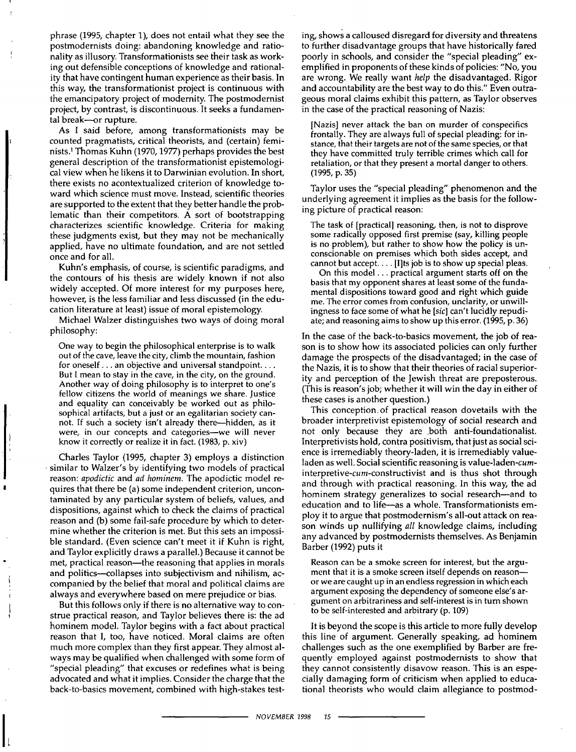phrase (1995, chapter 1), does not entail what they see the postmodernists doing: abandoning knowledge and rationality as illusory. Transformationists see their task as working out defensible conceptions of knowledge and rationality that have contingent human experience as their basis. In this way, the transformationist project is continuous with the emancipatory project of modernity. The postmodernist project, by contrast, is discontinuous. It seeks a fundamental break—or rupture.

As I said before, among transformationists may be counted pragmatists, critical theorists, and (certain) feminists.[1] Thomas Kuhn (1970, 1977) perhaps provides the best general description of the transformationist epistemological view when he likens it to Darwinian evolution. In short, there exists no acontextualized criterion of knowledge toward which science must move. Instead, scientific theories are supported to the extent that they better handle the problematic than their competitors. A sort of bootstrapping characterizes scientific knowledge. Criteria for making these judgments exist, but they may not be mechanically applied, have no ultimate foundation, and are not settled once and for all.

Kuhn's emphasis, of course, is scientific paradigms, and the contours of his thesis are widely known if not also widely accepted. Of more interest for my purposes here, however, is the less familiar and less discussed (in the education literature at least) issue of moral epistemology.

Michael Walzer distinguishes two ways of doing moral philosophy:

> One way to begin the philosophical enterprise is to walk out of the cave, leave the city, climb the mountain, fashion for oneself . . . an objective and universal standpoint. . . . But I mean to stay in the cave, in the city, on the ground. Another way of doing philosophy is to interpret to one's fellow citizens the world of meanings we share. Justice and equality can conceivably be worked out as philosophical artifacts, but a just or an egalitarian society cannot. If such a society isn't already there—hidden, as it were, in our concepts and categories—we will never know it correctly or realize it in fact. (1983, p. xiv)

Charles Taylor (1995, chapter 3) employs a distinction similar to Walzer's by identifying two models of practical reason: *apodictic* and *ad hominem*. The apodictic model requires that there be (a) some independent criterion, uncontaminated by any particular system of beliefs, values, and dispositions, against which to check the claims of practical reason and (b) some fail-safe procedure by which to determine whether the criterion is met. But this sets an impossible standard. (Even science can't meet it if Kuhn is right, and Taylor explicitly draws a parallel.) Because it cannot be met, practical reason—the reasoning that applies in morals and politics—collapses into subjectivism and nihilism, accompanied by the belief that moral and political claims are always and everywhere based on mere prejudice or bias.

But this follows only if there is no alternative way to construe practical reason, and Taylor believes there is: the ad hominem model. Taylor begins with a fact about practical reason that I, too, have noticed. Moral claims are often much more complex than they first appear. They almost always may be qualified when challenged with some form of "special pleading" that excuses or redefines what is being advocated and what it implies. Consider the charge that the back-to-basics movement, combined with high-stakes testing, shows a calloused disregard for diversity and threatens to further disadvantage groups that have historically fared poorly in schools, and consider the "special pleading" exemplified in proponents of these kinds of policies: "No, you are wrong. We really want *help* the disadvantaged. Rigor and accountability are the best way to do this." Even outrageous moral claims exhibit this pattern, as Taylor observes in the case of the practical reasoning of Nazis:

> [Nazis] never attack the ban on murder of conspecifics frontally. They are always full of special pleading: for instance, that their targets are not of the same species, or that they have committed truly terrible crimes which call for retaliation, or that they present a mortal danger to others. (1995, p. 35)

Taylor uses the "special pleading" phenomenon and the underlying agreement it implies as the basis for the following picture of practical reason:

> The task of [practical] reasoning, then, is not to disprove some radically opposed first premise (say, killing people is no problem), but rather to show how the policy is unconscionable on premises which both sides accept, and cannot but accept. . . . [I]ts job is to show up special pleas.
>
> On this model . . . practical argument starts off on the basis that my opponent shares at least some of the fundamental dispositions toward good and right which guide me. The error comes from confusion, unclarity, or unwillingness to face some of what he [*sic*] can't lucidly repudiate; and reasoning aims to show up this error. (1995, p. 36)

In the case of the back-to-basics movement, the job of reason is to show how its associated policies can only further damage the prospects of the disadvantaged; in the case of the Nazis, it is to show that their theories of racial superiority and perception of the Jewish threat are preposterous. (This is reason's job; whether it will win the day in either of these cases is another question.)

This conception of practical reason dovetails with the broader interpretivist epistemology of social research and not only because they are both anti-foundationalist. Interpretivists hold, contra positivism, that just as social science is irremediably theory-laden, it is irremediably value-laden as well. Social scientific reasoning is value-laden-*cum*-interpretive-*cum*-constructivist and is thus shot through and through with practical reasoning. In this way, the ad hominem strategy generalizes to social research—and to education and to life—as a whole. Transformationists employ it to argue that postmodernism's all-out attack on reason winds up nullifying *all* knowledge claims, including any advanced by postmodernists themselves. As Benjamin Barber (1992) puts it

> Reason can be a smoke screen for interest, but the argument that it is a smoke screen itself depends on reason—or we are caught up in an endless regression in which each argument exposing the dependency of someone else's argument on arbitrariness and self-interest is in turn shown to be self-interested and arbitrary (p. 109)

It is beyond the scope is this article to more fully develop this line of argument. Generally speaking, ad hominem challenges such as the one exemplified by Barber are frequently employed against postmodernists to show that they cannot consistently disavow reason. This is an especially damaging form of criticism when applied to educational theorists who would claim allegiance to postmod-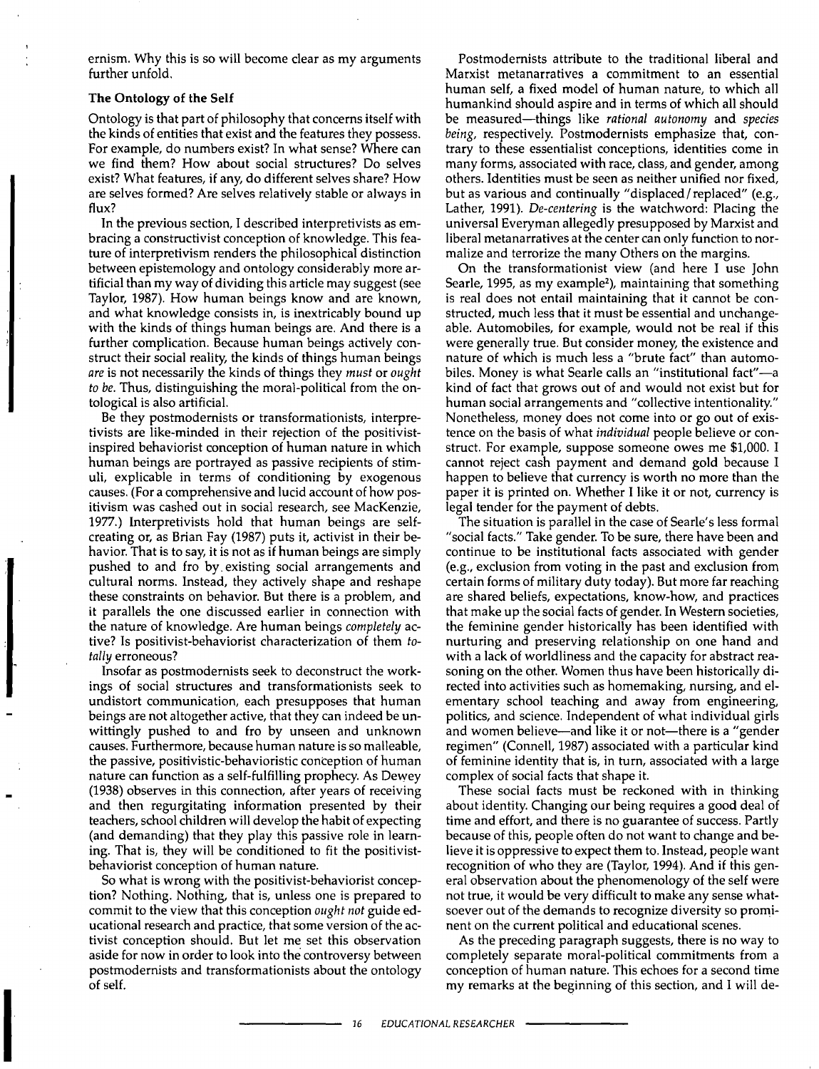ernism. Why this is so will become clear as my arguments further unfold.

### The Ontology of the Self

Ontology is that part of philosophy that concerns itself with the kinds of entities that exist and the features they possess. For example, do numbers exist? In what sense? Where can we find them? How about social structures? Do selves exist? What features, if any, do different selves share? How are selves formed? Are selves relatively stable or always in flux?

In the previous section, I described interpretivists as embracing a constructivist conception of knowledge. This feature of interpretivism renders the philosophical distinction between epistemology and ontology considerably more artificial than my way of dividing this article may suggest (see Taylor, 1987). How human beings know and are known, and what knowledge consists in, is inextricably bound up with the kinds of things human beings are. And there is a further complication. Because human beings actively construct their social reality, the kinds of things human beings *are* is not necessarily the kinds of things they *must* or *ought to be*. Thus, distinguishing the moral-political from the ontological is also artificial.

Be they postmodernists or transformationists, interpretivists are like-minded in their rejection of the positivist-inspired behaviorist conception of human nature in which human beings are portrayed as passive recipients of stimuli, explicable in terms of conditioning by exogenous causes. (For a comprehensive and lucid account of how positivism was cashed out in social research, see MacKenzie, 1977.) Interpretivists hold that human beings are self-creating or, as Brian Fay (1987) puts it, activist in their behavior. That is to say, it is not as if human beings are simply pushed to and fro by existing social arrangements and cultural norms. Instead, they actively shape and reshape these constraints on behavior. But there is a problem, and it parallels the one discussed earlier in connection with the nature of knowledge. Are human beings *completely* active? Is positivist-behaviorist characterization of them *totally* erroneous?

Insofar as postmodernists seek to deconstruct the workings of social structures and transformationists seek to undistort communication, each presupposes that human beings are not altogether active, that they can indeed be unwittingly pushed to and fro by unseen and unknown causes. Furthermore, because human nature is so malleable, the passive, positivistic-behavioristic conception of human nature can function as a self-fulfilling prophecy. As Dewey (1938) observes in this connection, after years of receiving and then regurgitating information presented by their teachers, school children will develop the habit of expecting (and demanding) that they play this passive role in learning. That is, they will be conditioned to fit the positivist-behaviorist conception of human nature.

So what is wrong with the positivist-behaviorist conception? Nothing. Nothing, that is, unless one is prepared to commit to the view that this conception *ought not* guide educational research and practice, that some version of the activist conception should. But let me set this observation aside for now in order to look into the controversy between postmodernists and transformationists about the ontology of self.

Postmodernists attribute to the traditional liberal and Marxist metanarratives a commitment to an essential human self, a fixed model of human nature, to which all humankind should aspire and in terms of which all should be measured—things like *rational autonomy* and *species being*, respectively. Postmodernists emphasize that, contrary to these essentialist conceptions, identities come in many forms, associated with race, class, and gender, among others. Identities must be seen as neither unified nor fixed, but as various and continually "displaced/replaced" (e.g., Lather, 1991). *De-centering* is the watchword: Placing the universal Everyman allegedly presupposed by Marxist and liberal metanarratives at the center can only function to normalize and terrorize the many Others on the margins.

On the transformationist view (and here I use John Searle, 1995, as my example[2]), maintaining that something is real does not entail maintaining that it cannot be constructed, much less that it must be essential and unchangeable. Automobiles, for example, would not be real if this were generally true. But consider money, the existence and nature of which is much less a "brute fact" than automobiles. Money is what Searle calls an "institutional fact"—a kind of fact that grows out of and would not exist but for human social arrangements and "collective intentionality." Nonetheless, money does not come into or go out of existence on the basis of what *individual* people believe or construct. For example, suppose someone owes me $1,000. I cannot reject cash payment and demand gold because I happen to believe that currency is worth no more than the paper it is printed on. Whether I like it or not, currency is legal tender for the payment of debts.

The situation is parallel in the case of Searle's less formal "social facts." Take gender. To be sure, there have been and continue to be institutional facts associated with gender (e.g., exclusion from voting in the past and exclusion from certain forms of military duty today). But more far reaching are shared beliefs, expectations, know-how, and practices that make up the social facts of gender. In Western societies, the feminine gender historically has been identified with nurturing and preserving relationship on one hand and with a lack of worldliness and the capacity for abstract reasoning on the other. Women thus have been historically directed into activities such as homemaking, nursing, and elementary school teaching and away from engineering, politics, and science. Independent of what individual girls and women believe—and like it or not—there is a "gender regimen" (Connell, 1987) associated with a particular kind of feminine identity that is, in turn, associated with a large complex of social facts that shape it.

These social facts must be reckoned with in thinking about identity. Changing our being requires a good deal of time and effort, and there is no guarantee of success. Partly because of this, people often do not want to change and believe it is oppressive to expect them to. Instead, people want recognition of who they are (Taylor, 1994). And if this general observation about the phenomenology of the self were not true, it would be very difficult to make any sense whatsoever out of the demands to recognize diversity so prominent on the current political and educational scenes.

As the preceding paragraph suggests, there is no way to completely separate moral-political commitments from a conception of human nature. This echoes for a second time my remarks at the beginning of this section, and I will de-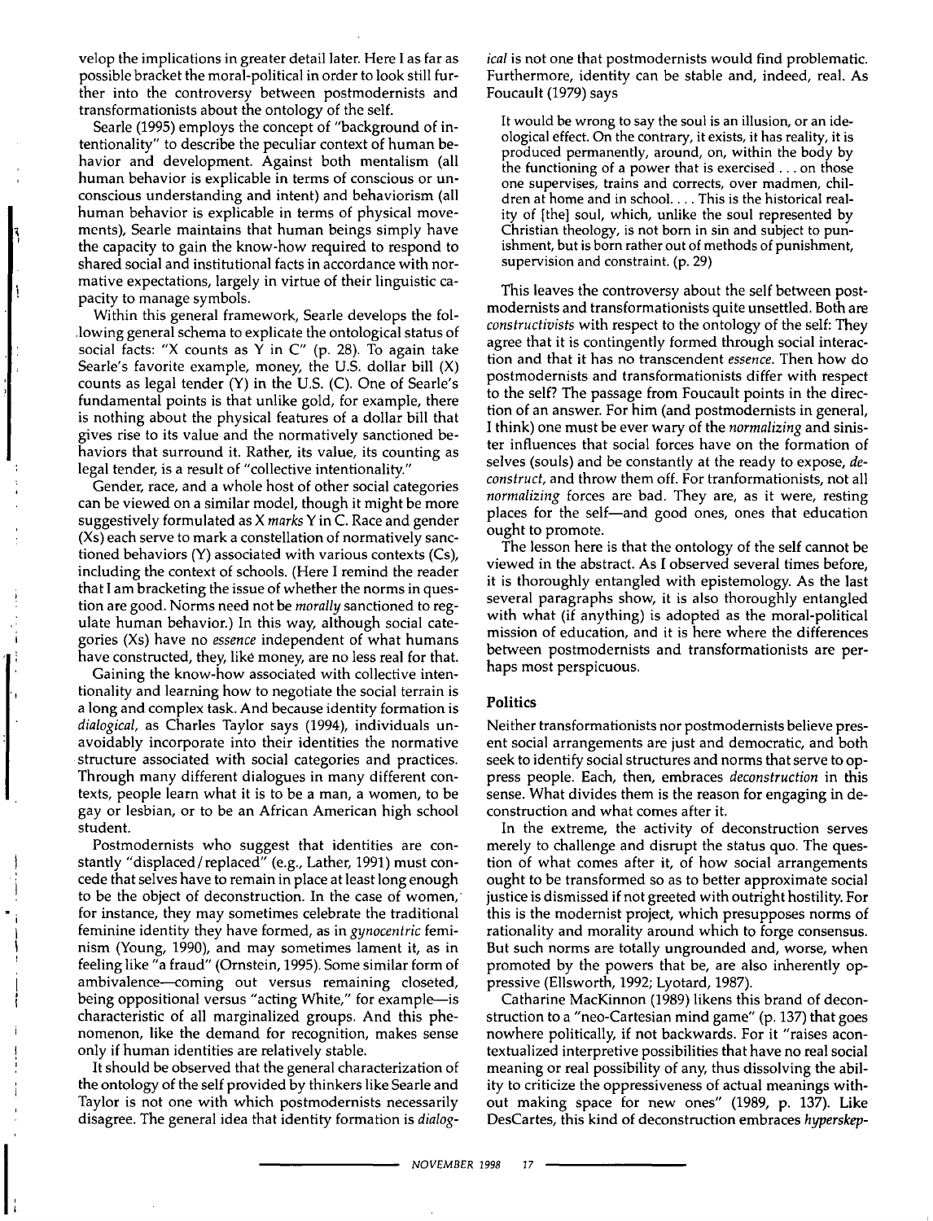velop the implications in greater detail later. Here I as far as possible bracket the moral-political in order to look still further into the controversy between postmodernists and transformationists about the ontology of the self.

Searle (1995) employs the concept of "background of intentionality" to describe the peculiar context of human behavior and development. Against both mentalism (all human behavior is explicable in terms of conscious or unconscious understanding and intent) and behaviorism (all human behavior is explicable in terms of physical movements), Searle maintains that human beings simply have the capacity to gain the know-how required to respond to shared social and institutional facts in accordance with normative expectations, largely in virtue of their linguistic capacity to manage symbols.

Within this general framework, Searle develops the following general schema to explicate the ontological status of social facts: "X counts as Y in C" (p. 28). To again take Searle's favorite example, money, the U.S. dollar bill (X) counts as legal tender (Y) in the U.S. (C). One of Searle's fundamental points is that unlike gold, for example, there is nothing about the physical features of a dollar bill that gives rise to its value and the normatively sanctioned behaviors that surround it. Rather, its value, its counting as legal tender, is a result of "collective intentionality."

Gender, race, and a whole host of other social categories can be viewed on a similar model, though it might be more suggestively formulated as X *marks* Y in C. Race and gender (Xs) each serve to mark a constellation of normatively sanctioned behaviors (Y) associated with various contexts (Cs), including the context of schools. (Here I remind the reader that I am bracketing the issue of whether the norms in question are good. Norms need not be *morally* sanctioned to regulate human behavior.) In this way, although social categories (Xs) have no *essence* independent of what humans have constructed, they, like money, are no less real for that.

Gaining the know-how associated with collective intentionality and learning how to negotiate the social terrain is a long and complex task. And because identity formation is *dialogical*, as Charles Taylor says (1994), individuals unavoidably incorporate into their identities the normative structure associated with social categories and practices. Through many different dialogues in many different contexts, people learn what it is to be a man, a women, to be gay or lesbian, or to be an African American high school student.

Postmodernists who suggest that identities are constantly "displaced/replaced" (e.g., Lather, 1991) must concede that selves have to remain in place at least long enough to be the object of deconstruction. In the case of women, for instance, they may sometimes celebrate the traditional feminine identity they have formed, as in *gynocentric* feminism (Young, 1990), and may sometimes lament it, as in feeling like "a fraud" (Ornstein, 1995). Some similar form of ambivalence—coming out versus remaining closeted, being oppositional versus "acting White," for example—is characteristic of all marginalized groups. And this phenomenon, like the demand for recognition, makes sense only if human identities are relatively stable.

It should be observed that the general characterization of the ontology of the self provided by thinkers like Searle and Taylor is not one with which postmodernists necessarily disagree. The general idea that identity formation is *dialogical* is not one that postmodernists would find problematic. Furthermore, identity can be stable and, indeed, real. As Foucault (1979) says

> It would be wrong to say the soul is an illusion, or an ideological effect. On the contrary, it exists, it has reality, it is produced permanently, around, on, within the body by the functioning of a power that is exercised . . . on those one supervises, trains and corrects, over madmen, children at home and in school. . . . This is the historical reality of [the] soul, which, unlike the soul represented by Christian theology, is not born in sin and subject to punishment, but is born rather out of methods of punishment, supervision and constraint. (p. 29)

This leaves the controversy about the self between postmodernists and transformationists quite unsettled. Both are *constructivists* with respect to the ontology of the self: They agree that it is contingently formed through social interaction and that it has no transcendent *essence*. Then how do postmodernists and transformationists differ with respect to the self? The passage from Foucault points in the direction of an answer. For him (and postmodernists in general, I think) one must be ever wary of the *normalizing* and sinister influences that social forces have on the formation of selves (souls) and be constantly at the ready to expose, *deconstruct*, and throw them off. For tranformationists, not all *normalizing* forces are bad. They are, as it were, resting places for the self—and good ones, ones that education ought to promote.

The lesson here is that the ontology of the self cannot be viewed in the abstract. As I observed several times before, it is thoroughly entangled with epistemology. As the last several paragraphs show, it is also thoroughly entangled with what (if anything) is adopted as the moral-political mission of education, and it is here where the differences between postmodernists and transformationists are perhaps most perspicuous.

### Politics

Neither transformationists nor postmodernists believe present social arrangements are just and democratic, and both seek to identify social structures and norms that serve to oppress people. Each, then, embraces *deconstruction* in this sense. What divides them is the reason for engaging in deconstruction and what comes after it.

In the extreme, the activity of deconstruction serves merely to challenge and disrupt the status quo. The question of what comes after it, of how social arrangements ought to be transformed so as to better approximate social justice is dismissed if not greeted with outright hostility. For this is the modernist project, which presupposes norms of rationality and morality around which to forge consensus. But such norms are totally ungrounded and, worse, when promoted by the powers that be, are also inherently oppressive (Ellsworth, 1992; Lyotard, 1987).

Catharine MacKinnon (1989) likens this brand of deconstruction to a "neo-Cartesian mind game" (p. 137) that goes nowhere politically, if not backwards. For it "raises acontextualized interpretive possibilities that have no real social meaning or real possibility of any, thus dissolving the ability to criticize the oppressiveness of actual meanings without making space for new ones" (1989, p. 137). Like DesCartes, this kind of deconstruction embraces *hyperskep-*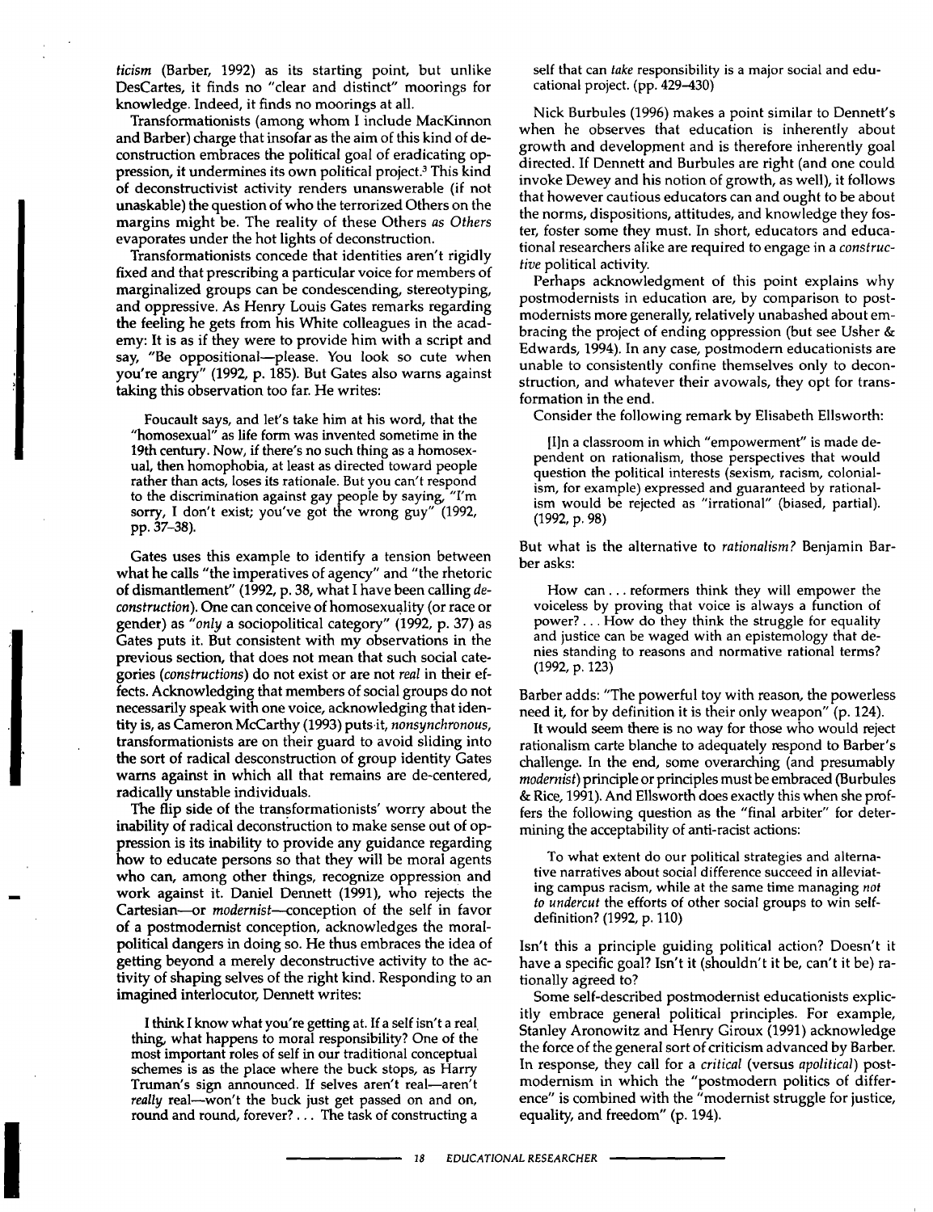*ticism* (Barber, 1992) as its starting point, but unlike DesCartes, it finds no "clear and distinct" moorings for knowledge. Indeed, it finds no moorings at all.

Transformationists (among whom I include MacKinnon and Barber) charge that insofar as the aim of this kind of deconstruction embraces the political goal of eradicating oppression, it undermines its own political project.[3] This kind of deconstructivist activity renders unanswerable (if not unaskable) the question of who the terrorized Others on the margins might be. The reality of these Others *as Others* evaporates under the hot lights of deconstruction.

Transformationists concede that identities aren't rigidly fixed and that prescribing a particular voice for members of marginalized groups can be condescending, stereotyping, and oppressive. As Henry Louis Gates remarks regarding the feeling he gets from his White colleagues in the academy: It is as if they were to provide him with a script and say, "Be oppositional—please. You look so cute when you're angry" (1992, p. 185). But Gates also warns against taking this observation too far. He writes:

> Foucault says, and let's take him at his word, that the "homosexual" as life form was invented sometime in the 19th century. Now, if there's no such thing as a homosexual, then homophobia, at least as directed toward people rather than acts, loses its rationale. But you can't respond to the discrimination against gay people by saying, "I'm sorry, I don't exist; you've got the wrong guy" (1992, pp. 37–38).

Gates uses this example to identify a tension between what he calls "the imperatives of agency" and "the rhetoric of dismantlement" (1992, p. 38, what I have been calling *deconstruction*). One can conceive of homosexuality (or race or gender) as "*only* a sociopolitical category" (1992, p. 37) as Gates puts it. But consistent with my observations in the previous section, that does not mean that such social categories (*constructions*) do not exist or are not *real* in their effects. Acknowledging that members of social groups do not necessarily speak with one voice, acknowledging that identity is, as Cameron McCarthy (1993) puts it, *nonsynchronous*, transformationists are on their guard to avoid sliding into the sort of radical desconstruction of group identity Gates warns against in which all that remains are de-centered, radically unstable individuals.

The flip side of the transformationists' worry about the inability of radical deconstruction to make sense out of oppression is its inability to provide any guidance regarding how to educate persons so that they will be moral agents who can, among other things, recognize oppression and work against it. Daniel Dennett (1991), who rejects the Cartesian—or *modernist*—conception of the self in favor of a postmodernist conception, acknowledges the moral-political dangers in doing so. He thus embraces the idea of getting beyond a merely deconstructive activity to the activity of shaping selves of the right kind. Responding to an imagined interlocutor, Dennett writes:

> I think I know what you're getting at. If a self isn't a real thing, what happens to moral responsibility? One of the most important roles of self in our traditional conceptual schemes is as the place where the buck stops, as Harry Truman's sign announced. If selves aren't real—aren't *really* real—won't the buck just get passed on and on, round and round, forever? . . . The task of constructing a self that can *take* responsibility is a major social and educational project. (pp. 429–430)

Nick Burbules (1996) makes a point similar to Dennett's when he observes that education is inherently about growth and development and is therefore inherently goal directed. If Dennett and Burbules are right (and one could invoke Dewey and his notion of growth, as well), it follows that however cautious educators can and ought to be about the norms, dispositions, attitudes, and knowledge they foster, foster some they must. In short, educators and educational researchers alike are required to engage in a *constructive* political activity.

Perhaps acknowledgment of this point explains why postmodernists in education are, by comparison to postmodernists more generally, relatively unabashed about embracing the project of ending oppression (but see Usher & Edwards, 1994). In any case, postmodern educationists are unable to consistently confine themselves only to deconstruction, and whatever their avowals, they opt for transformation in the end.

Consider the following remark by Elisabeth Ellsworth:

> [I]n a classroom in which "empowerment" is made dependent on rationalism, those perspectives that would question the political interests (sexism, racism, colonialism, for example) expressed and guaranteed by rationalism would be rejected as "irrational" (biased, partial). (1992, p. 98)

But what is the alternative to *rationalism?* Benjamin Barber asks:

> How can . . . reformers think they will empower the voiceless by proving that voice is always a function of power? . . . How do they think the struggle for equality and justice can be waged with an epistemology that denies standing to reasons and normative rational terms? (1992, p. 123)

Barber adds: "The powerful toy with reason, the powerless need it, for by definition it is their only weapon" (p. 124).

It would seem there is no way for those who would reject rationalism carte blanche to adequately respond to Barber's challenge. In the end, some overarching (and presumably *modernist*) principle or principles must be embraced (Burbules & Rice, 1991). And Ellsworth does exactly this when she proffers the following question as the "final arbiter" for determining the acceptability of anti-racist actions:

> To what extent do our political strategies and alternative narratives about social difference succeed in alleviating campus racism, while at the same time managing *not to undercut* the efforts of other social groups to win self-definition? (1992, p. 110)

Isn't this a principle guiding political action? Doesn't it have a specific goal? Isn't it (shouldn't it be, can't it be) rationally agreed to?

Some self-described postmodernist educationists explicitly embrace general political principles. For example, Stanley Aronowitz and Henry Giroux (1991) acknowledge the force of the general sort of criticism advanced by Barber. In response, they call for a *critical* (versus *apolitical*) postmodernism in which the "postmodern politics of difference" is combined with the "modernist struggle for justice, equality, and freedom" (p. 194).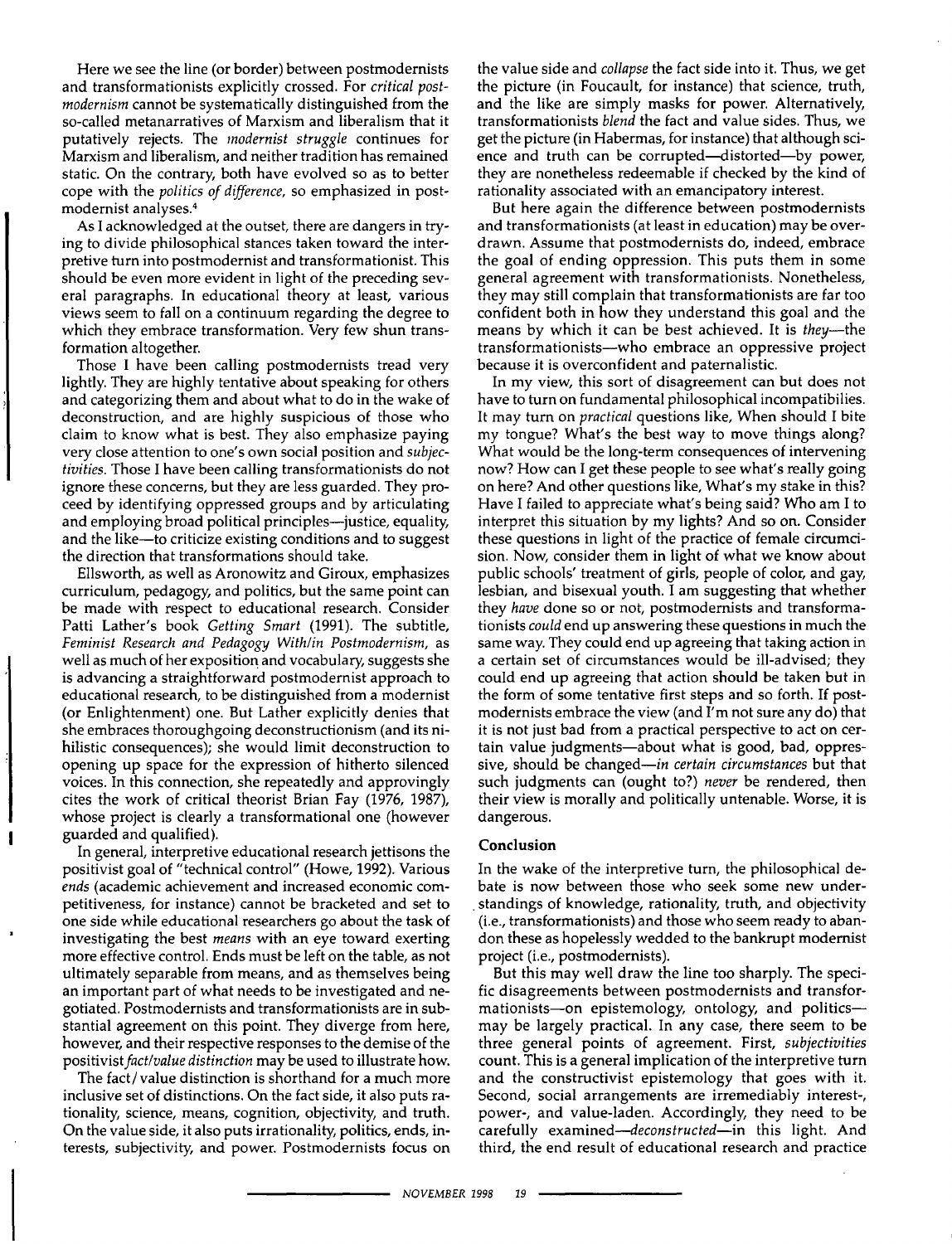Here we see the line (or border) between postmodernists and transformationists explicitly crossed. For *critical postmodernism* cannot be systematically distinguished from the so-called metanarratives of Marxism and liberalism that it putatively rejects. The *modernist struggle* continues for Marxism and liberalism, and neither tradition has remained static. On the contrary, both have evolved so as to better cope with the *politics of difference*, so emphasized in postmodernist analyses.[4]

As I acknowledged at the outset, there are dangers in trying to divide philosophical stances taken toward the interpretive turn into postmodernist and transformationist. This should be even more evident in light of the preceding several paragraphs. In educational theory at least, various views seem to fall on a continuum regarding the degree to which they embrace transformation. Very few shun transformation altogether.

Those I have been calling postmodernists tread very lightly. They are highly tentative about speaking for others and categorizing them and about what to do in the wake of deconstruction, and are highly suspicious of those who claim to know what is best. They also emphasize paying very close attention to one's own social position and *subjectivities*. Those I have been calling transformationists do not ignore these concerns, but they are less guarded. They proceed by identifying oppressed groups and by articulating and employing broad political principles—justice, equality, and the like—to criticize existing conditions and to suggest the direction that transformations should take.

Ellsworth, as well as Aronowitz and Giroux, emphasizes curriculum, pedagogy, and politics, but the same point can be made with respect to educational research. Consider Patti Lather's book *Getting Smart* (1991). The subtitle, *Feminist Research and Pedagogy With/in Postmodernism*, as well as much of her exposition and vocabulary, suggests she is advancing a straightforward postmodernist approach to educational research, to be distinguished from a modernist (or Enlightenment) one. But Lather explicitly denies that she embraces thoroughgoing deconstructionism (and its nihilistic consequences); she would limit deconstruction to opening up space for the expression of hitherto silenced voices. In this connection, she repeatedly and approvingly cites the work of critical theorist Brian Fay (1976, 1987), whose project is clearly a transformational one (however guarded and qualified).

In general, interpretive educational research jettisons the positivist goal of "technical control" (Howe, 1992). Various *ends* (academic achievement and increased economic competitiveness, for instance) cannot be bracketed and set to one side while educational researchers go about the task of investigating the best *means* with an eye toward exerting more effective control. Ends must be left on the table, as not ultimately separable from means, and as themselves being an important part of what needs to be investigated and negotiated. Postmodernists and transformationists are in substantial agreement on this point. They diverge from here, however, and their respective responses to the demise of the positivist *fact/value distinction* may be used to illustrate how.

The fact/value distinction is shorthand for a much more inclusive set of distinctions. On the fact side, it also puts rationality, science, means, cognition, objectivity, and truth. On the value side, it also puts irrationality, politics, ends, interests, subjectivity, and power. Postmodernists focus on the value side and *collapse* the fact side into it. Thus, we get the picture (in Foucault, for instance) that science, truth, and the like are simply masks for power. Alternatively, transformationists *blend* the fact and value sides. Thus, we get the picture (in Habermas, for instance) that although science and truth can be corrupted—distorted—by power, they are nonetheless redeemable if checked by the kind of rationality associated with an emancipatory interest.

But here again the difference between postmodernists and transformationists (at least in education) may be overdrawn. Assume that postmodernists do, indeed, embrace the goal of ending oppression. This puts them in some general agreement with transformationists. Nonetheless, they may still complain that transformationists are far too confident both in how they understand this goal and the means by which it can be best achieved. It is *they*—the transformationists—who embrace an oppressive project because it is overconfident and paternalistic.

In my view, this sort of disagreement can but does not have to turn on fundamental philosophical incompatibilies. It may turn on *practical* questions like, When should I bite my tongue? What's the best way to move things along? What would be the long-term consequences of intervening now? How can I get these people to see what's really going on here? And other questions like, What's my stake in this? Have I failed to appreciate what's being said? Who am I to interpret this situation by my lights? And so on. Consider these questions in light of the practice of female circumcision. Now, consider them in light of what we know about public schools' treatment of girls, people of color, and gay, lesbian, and bisexual youth. I am suggesting that whether they *have* done so or not, postmodernists and transformationists *could* end up answering these questions in much the same way. They could end up agreeing that taking action in a certain set of circumstances would be ill-advised; they could end up agreeing that action should be taken but in the form of some tentative first steps and so forth. If postmodernists embrace the view (and I'm not sure any do) that it is not just bad from a practical perspective to act on certain value judgments—about what is good, bad, oppressive, should be changed—*in certain circumstances* but that such judgments can (ought to?) *never* be rendered, then their view is morally and politically untenable. Worse, it is dangerous.

### Conclusion

In the wake of the interpretive turn, the philosophical debate is now between those who seek some new understandings of knowledge, rationality, truth, and objectivity (i.e., transformationists) and those who seem ready to abandon these as hopelessly wedded to the bankrupt modernist project (i.e., postmodernists).

But this may well draw the line too sharply. The specific disagreements between postmodernists and transformationists—on epistemology, ontology, and politics—may be largely practical. In any case, there seem to be three general points of agreement. First, *subjectivities* count. This is a general implication of the interpretive turn and the constructivist epistemology that goes with it. Second, social arrangements are irremediably interest-, power-, and value-laden. Accordingly, they need to be carefully examined—*deconstructed*—in this light. And third, the end result of educational research and practice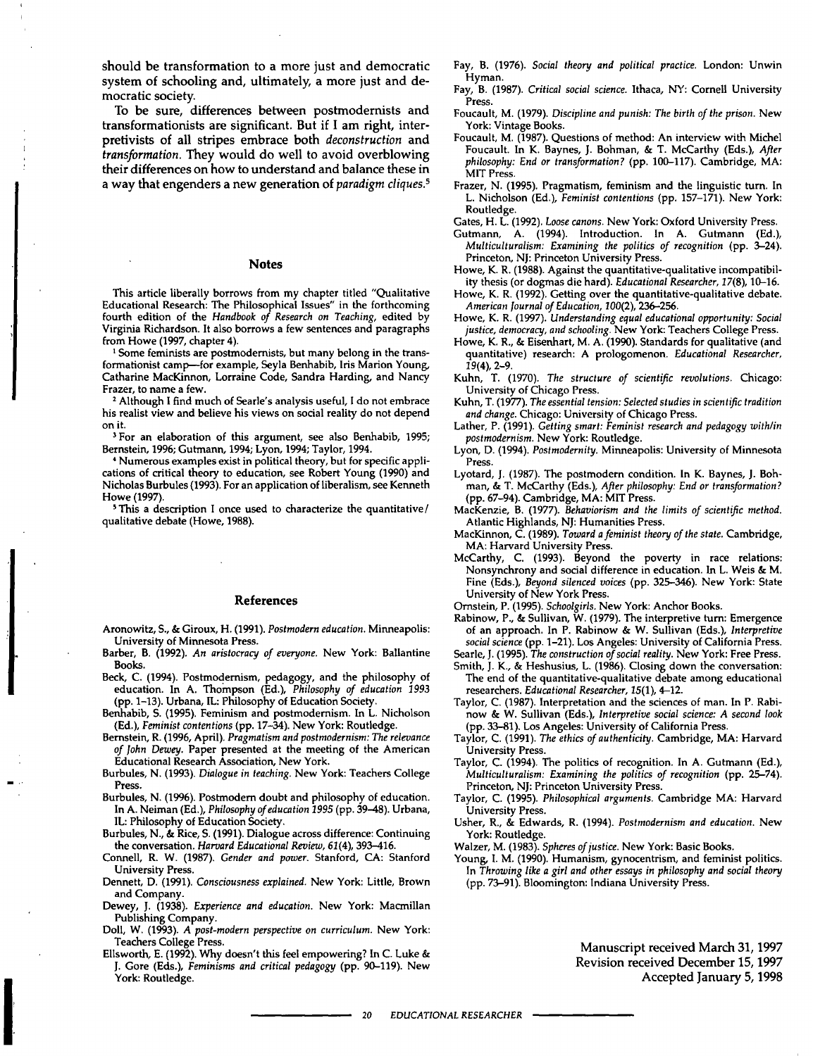should be transformation to a more just and democratic system of schooling and, ultimately, a more just and democratic society.

To be sure, differences between postmodernists and transformationists are significant. But if I am right, interpretivists of all stripes embrace both *deconstruction* and *transformation*. They would do well to avoid overblowing their differences on how to understand and balance these in a way that engenders a new generation of *paradigm cliques*.[5]

## Notes

This article liberally borrows from my chapter titled "Qualitative Educational Research: The Philosophical Issues" in the forthcoming fourth edition of the *Handbook of Research on Teaching*, edited by Virginia Richardson. It also borrows a few sentences and paragraphs from Howe (1997, chapter 4).

[1] Some feminists are postmodernists, but many belong in the transformationist camp—for example, Seyla Benhabib, Iris Marion Young, Catharine MacKinnon, Lorraine Code, Sandra Harding, and Nancy Frazer, to name a few.

[2] Although I find much of Searle's analysis useful, I do not embrace his realist view and believe his views on social reality do not depend on it.

[3] For an elaboration of this argument, see also Benhabib, 1995; Bernstein, 1996; Gutmann, 1994; Lyon, 1994; Taylor, 1994.

[4] Numerous examples exist in political theory, but for specific applications of critical theory to education, see Robert Young (1990) and Nicholas Burbules (1993). For an application of liberalism, see Kenneth Howe (1997).

[5] This a description I once used to characterize the quantitative/qualitative debate (Howe, 1988).

## References

Aronowitz, S., & Giroux, H. (1991). *Postmodern education*. Minneapolis: University of Minnesota Press.

Barber, B. (1992). *An aristocracy of everyone*. New York: Ballantine Books.

Beck, C. (1994). Postmodernism, pedagogy, and the philosophy of education. In A. Thompson (Ed.), *Philosophy of education 1993* (pp. 1–13). Urbana, IL: Philosophy of Education Society.

Benhabib, S. (1995). Feminism and postmodernism. In L. Nicholson (Ed.), *Feminist contentions* (pp. 17–34). New York: Routledge.

Bernstein, R. (1996, April). *Pragmatism and postmodernism: The relevance of John Dewey*. Paper presented at the meeting of the American Educational Research Association, New York.

Burbules, N. (1993). *Dialogue in teaching*. New York: Teachers College Press.

Burbules, N. (1996). Postmodern doubt and philosophy of education. In A. Neiman (Ed.), *Philosophy of education 1995* (pp. 39–48). Urbana, IL: Philosophy of Education Society.

Burbules, N., & Rice, S. (1991). Dialogue across difference: Continuing the conversation. *Harvard Educational Review, 61*(4), 393–416.

Connell, R. W. (1987). *Gender and power*. Stanford, CA: Stanford University Press.

Dennett, D. (1991). *Consciousness explained*. New York: Little, Brown and Company.

Dewey, J. (1938). *Experience and education*. New York: Macmillan Publishing Company.

Doll, W. (1993). *A post-modern perspective on curriculum*. New York: Teachers College Press.

Ellsworth, E. (1992). Why doesn't this feel empowering? In C. Luke & J. Gore (Eds.), *Feminisms and critical pedagogy* (pp. 90–119). New York: Routledge.

Fay, B. (1976). *Social theory and political practice*. London: Unwin Hyman.

Fay, B. (1987). *Critical social science*. Ithaca, NY: Cornell University Press.

Foucault, M. (1979). *Discipline and punish: The birth of the prison*. New York: Vintage Books.

Foucault, M. (1987). Questions of method: An interview with Michel Foucault. In K. Baynes, J. Bohman, & T. McCarthy (Eds.), *After philosophy: End or transformation?* (pp. 100–117). Cambridge, MA: MIT Press.

Frazer, N. (1995). Pragmatism, feminism and the linguistic turn. In L. Nicholson (Ed.), *Feminist contentions* (pp. 157–171). New York: Routledge.

Gates, H. L. (1992). *Loose canons*. New York: Oxford University Press.

Gutmann, A. (1994). Introduction. In A. Gutmann (Ed.), *Multiculturalism: Examining the politics of recognition* (pp. 3–24). Princeton, NJ: Princeton University Press.

Howe, K. R. (1988). Against the quantitative-qualitative incompatibility thesis (or dogmas die hard). *Educational Researcher, 17*(8), 10–16.

Howe, K. R. (1992). Getting over the quantitative-qualitative debate. *American Journal of Education, 100*(2), 236–256.

Howe, K. R. (1997). *Understanding equal educational opportunity: Social justice, democracy, and schooling*. New York: Teachers College Press.

Howe, K. R., & Eisenhart, M. A. (1990). Standards for qualitative (and quantitative) research: A prologomenon. *Educational Researcher, 19*(4), 2–9.

Kuhn, T. (1970). *The structure of scientific revolutions*. Chicago: University of Chicago Press.

Kuhn, T. (1977). *The essential tension: Selected studies in scientific tradition and change*. Chicago: University of Chicago Press.

Lather, P. (1991). *Getting smart: Feminist research and pedagogy with/in postmodernism*. New York: Routledge.

Lyon, D. (1994). *Postmodernity*. Minneapolis: University of Minnesota Press.

Lyotard, J. (1987). The postmodern condition. In K. Baynes, J. Bohman, & T. McCarthy (Eds.), *After philosophy: End or transformation?* (pp. 67–94). Cambridge, MA: MIT Press.

MacKenzie, B. (1977). *Behaviorism and the limits of scientific method*. Atlantic Highlands, NJ: Humanities Press.

MacKinnon, C. (1989). *Toward a feminist theory of the state*. Cambridge, MA: Harvard University Press.

McCarthy, C. (1993). Beyond the poverty in race relations: Nonsynchrony and social difference in education. In L. Weis & M. Fine (Eds.), *Beyond silenced voices* (pp. 325–346). New York: State University of New York Press.

Ornstein, P. (1995). *Schoolgirls*. New York: Anchor Books.

Rabinow, P., & Sullivan, W. (1979). The interpretive turn: Emergence of an approach. In P. Rabinow & W. Sullivan (Eds.), *Interpretive social science* (pp. 1–21). Los Angeles: University of California Press.

Searle, J. (1995). *The construction of social reality*. New York: Free Press.

Smith, J. K., & Heshusius, L. (1986). Closing down the conversation: The end of the quantitative-qualitative debate among educational researchers. *Educational Researcher, 15*(1), 4–12.

Taylor, C. (1987). Interpretation and the sciences of man. In P. Rabinow & W. Sullivan (Eds.), *Interpretive social science: A second look* (pp. 33–81). Los Angeles: University of California Press.

Taylor, C. (1991). *The ethics of authenticity*. Cambridge, MA: Harvard University Press.

Taylor, C. (1994). The politics of recognition. In A. Gutmann (Ed.), *Multiculturalism: Examining the politics of recognition* (pp. 25–74). Princeton, NJ: Princeton University Press.

Taylor, C. (1995). *Philosophical arguments*. Cambridge MA: Harvard University Press.

Usher, R., & Edwards, R. (1994). *Postmodernism and education*. New York: Routledge.

Walzer, M. (1983). *Spheres of justice*. New York: Basic Books.

Young, I. M. (1990). Humanism, gynocentrism, and feminist politics. In *Throwing like a girl and other essays in philosophy and social theory* (pp. 73–91). Bloomington: Indiana University Press.

Manuscript received March 31, 1997
Revision received December 15, 1997
Accepted January 5, 1998